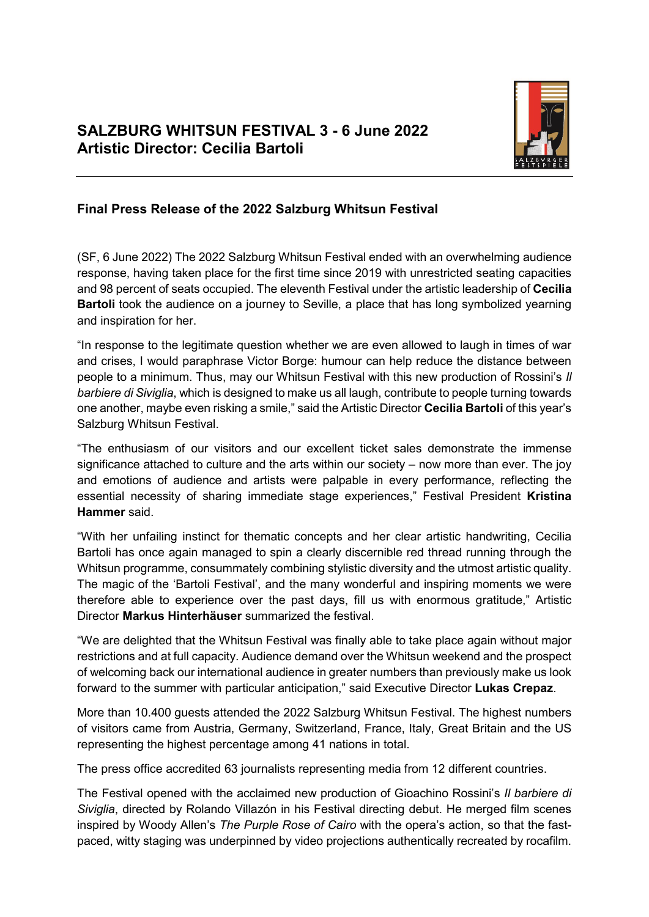# SALZBURG WHITSUN FESTIVAL 3 - 6 June 2022
# Artistic Director: Cecilia Bartoli

## Final Press Release of the 2022 Salzburg Whitsun Festival

(SF, 6 June 2022) The 2022 Salzburg Whitsun Festival ended with an overwhelming audience response, having taken place for the first time since 2019 with unrestricted seating capacities and 98 percent of seats occupied. The eleventh Festival under the artistic leadership of **Cecilia Bartoli** took the audience on a journey to Seville, a place that has long symbolized yearning and inspiration for her.

"In response to the legitimate question whether we are even allowed to laugh in times of war and crises, I would paraphrase Victor Borge: humour can help reduce the distance between people to a minimum. Thus, may our Whitsun Festival with this new production of Rossini's *Il barbiere di Siviglia*, which is designed to make us all laugh, contribute to people turning towards one another, maybe even risking a smile," said the Artistic Director **Cecilia Bartoli** of this year's Salzburg Whitsun Festival.

"The enthusiasm of our visitors and our excellent ticket sales demonstrate the immense significance attached to culture and the arts within our society – now more than ever. The joy and emotions of audience and artists were palpable in every performance, reflecting the essential necessity of sharing immediate stage experiences," Festival President **Kristina Hammer** said.

"With her unfailing instinct for thematic concepts and her clear artistic handwriting, Cecilia Bartoli has once again managed to spin a clearly discernible red thread running through the Whitsun programme, consummately combining stylistic diversity and the utmost artistic quality. The magic of the 'Bartoli Festival', and the many wonderful and inspiring moments we were therefore able to experience over the past days, fill us with enormous gratitude," Artistic Director **Markus Hinterhäuser** summarized the festival.

"We are delighted that the Whitsun Festival was finally able to take place again without major restrictions and at full capacity. Audience demand over the Whitsun weekend and the prospect of welcoming back our international audience in greater numbers than previously make us look forward to the summer with particular anticipation," said Executive Director **Lukas Crepaz**.

More than 10.400 guests attended the 2022 Salzburg Whitsun Festival. The highest numbers of visitors came from Austria, Germany, Switzerland, France, Italy, Great Britain and the US representing the highest percentage among 41 nations in total.

The press office accredited 63 journalists representing media from 12 different countries.

The Festival opened with the acclaimed new production of Gioachino Rossini's *Il barbiere di Siviglia*, directed by Rolando Villazón in his Festival directing debut. He merged film scenes inspired by Woody Allen's *The Purple Rose of Cairo* with the opera's action, so that the fast-paced, witty staging was underpinned by video projections authentically recreated by rocafilm.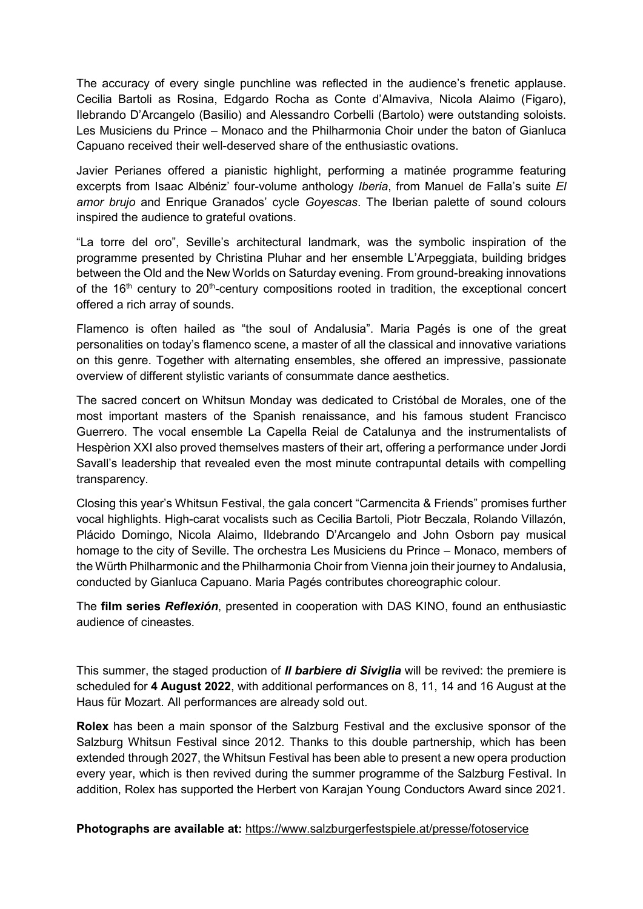The accuracy of every single punchline was reflected in the audience's frenetic applause. Cecilia Bartoli as Rosina, Edgardo Rocha as Conte d'Almaviva, Nicola Alaimo (Figaro), Ilebrando D'Arcangelo (Basilio) and Alessandro Corbelli (Bartolo) were outstanding soloists. Les Musiciens du Prince – Monaco and the Philharmonia Choir under the baton of Gianluca Capuano received their well-deserved share of the enthusiastic ovations.

Javier Perianes offered a pianistic highlight, performing a matinée programme featuring excerpts from Isaac Albéniz' four-volume anthology *Iberia*, from Manuel de Falla's suite *El amor brujo* and Enrique Granados' cycle *Goyescas*. The Iberian palette of sound colours inspired the audience to grateful ovations.

"La torre del oro", Seville's architectural landmark, was the symbolic inspiration of the programme presented by Christina Pluhar and her ensemble L'Arpeggiata, building bridges between the Old and the New Worlds on Saturday evening. From ground-breaking innovations of the 16th century to 20th-century compositions rooted in tradition, the exceptional concert offered a rich array of sounds.

Flamenco is often hailed as "the soul of Andalusia". Maria Pagés is one of the great personalities on today's flamenco scene, a master of all the classical and innovative variations on this genre. Together with alternating ensembles, she offered an impressive, passionate overview of different stylistic variants of consummate dance aesthetics.

The sacred concert on Whitsun Monday was dedicated to Cristóbal de Morales, one of the most important masters of the Spanish renaissance, and his famous student Francisco Guerrero. The vocal ensemble La Capella Reial de Catalunya and the instrumentalists of Hespèrion XXI also proved themselves masters of their art, offering a performance under Jordi Savall's leadership that revealed even the most minute contrapuntal details with compelling transparency.

Closing this year's Whitsun Festival, the gala concert "Carmencita & Friends" promises further vocal highlights. High-carat vocalists such as Cecilia Bartoli, Piotr Beczala, Rolando Villazón, Plácido Domingo, Nicola Alaimo, Ildebrando D'Arcangelo and John Osborn pay musical homage to the city of Seville. The orchestra Les Musiciens du Prince – Monaco, members of the Würth Philharmonic and the Philharmonia Choir from Vienna join their journey to Andalusia, conducted by Gianluca Capuano. Maria Pagés contributes choreographic colour.

The **film series *Reflexión***, presented in cooperation with DAS KINO, found an enthusiastic audience of cineastes.

This summer, the staged production of ***Il barbiere di Siviglia*** will be revived: the premiere is scheduled for **4 August 2022**, with additional performances on 8, 11, 14 and 16 August at the Haus für Mozart. All performances are already sold out.

**Rolex** has been a main sponsor of the Salzburg Festival and the exclusive sponsor of the Salzburg Whitsun Festival since 2012. Thanks to this double partnership, which has been extended through 2027, the Whitsun Festival has been able to present a new opera production every year, which is then revived during the summer programme of the Salzburg Festival. In addition, Rolex has supported the Herbert von Karajan Young Conductors Award since 2021.

**Photographs are available at:** https://www.salzburgerfestspiele.at/presse/fotoservice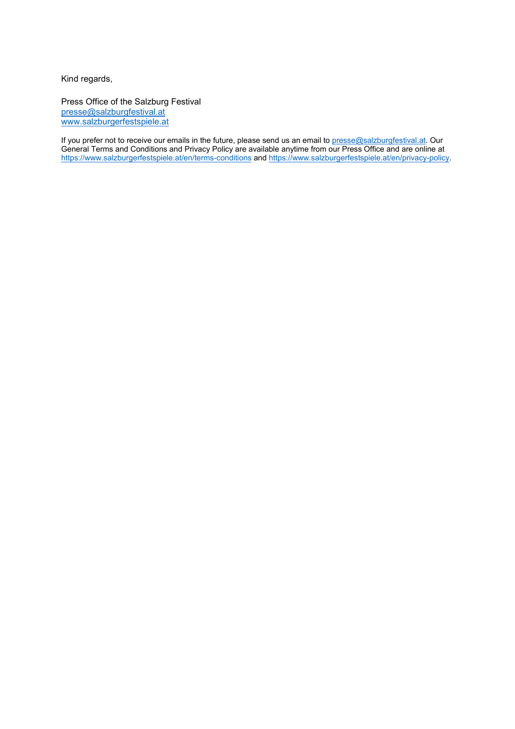Kind regards,

Press Office of the Salzburg Festival
presse@salzburgfestival.at
www.salzburgerfestspiele.at

If you prefer not to receive our emails in the future, please send us an email to presse@salzburgfestival.at. Our General Terms and Conditions and Privacy Policy are available anytime from our Press Office and are online at https://www.salzburgerfestspiele.at/en/terms-conditions and https://www.salzburgerfestspiele.at/en/privacy-policy.